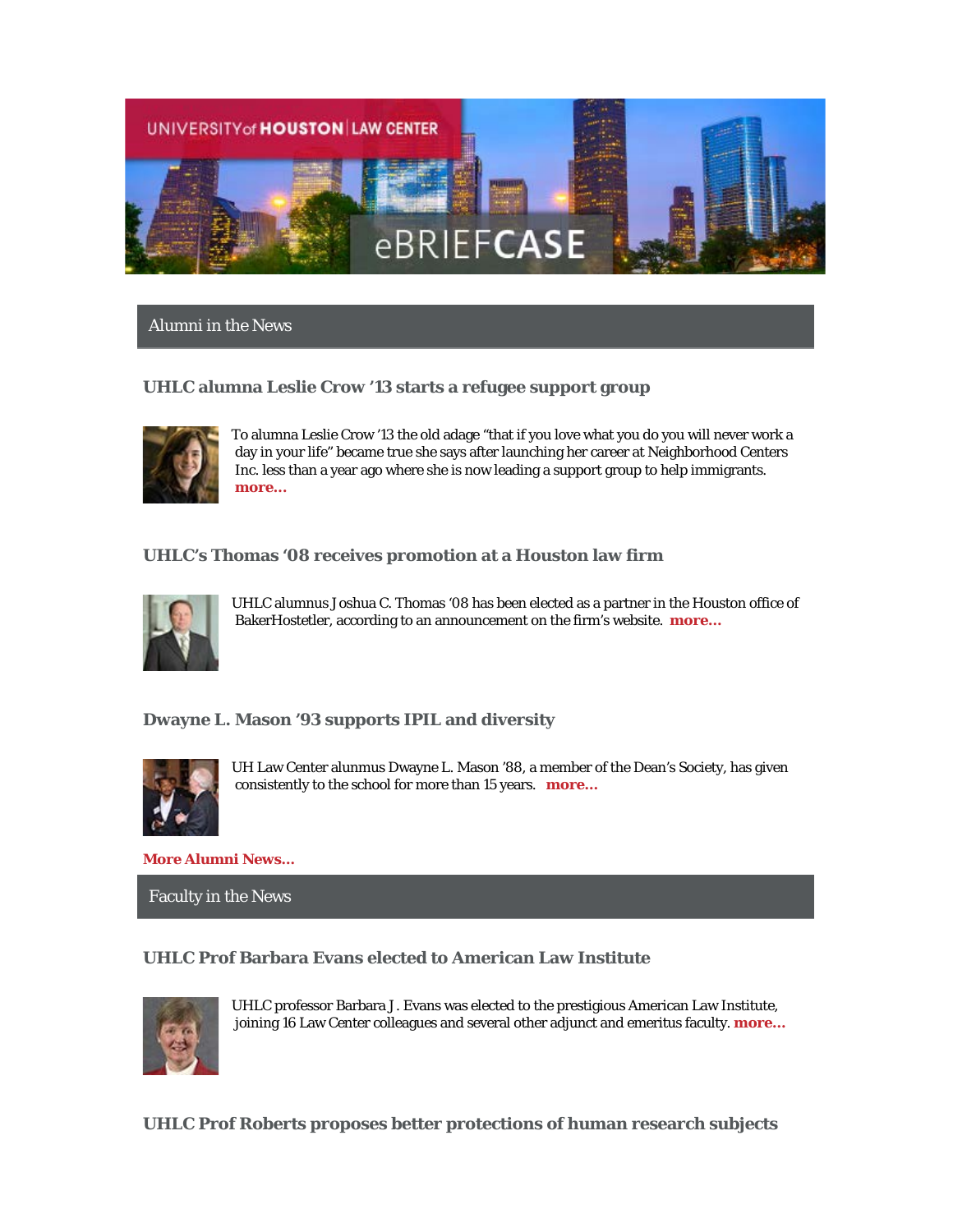UNIVERSITY of HOUSTON | LAW CENTER

eBRIEFCASE

## Alumni in the News

### UHLC alumna Leslie Crow '13 starts a refugee support group

To alumna Leslie Crow '13 the old adage "that if you love what you do you will never work a day in your life" became true she says after launching her career at Neighborhood Centers Inc. less than a year ago where she is now leading a support group to help immigrants. **more...**

### UHLC's Thomas '08 receives promotion at a Houston law firm

UHLC alumnus Joshua C. Thomas '08 has been elected as a partner in the Houston office of BakerHostetler, according to an announcement on the firm's website. **more...**

### Dwayne L. Mason '93 supports IPIL and diversity

UH Law Center alumnus Dwayne L. Mason '88, a member of the Dean's Society, has given consistently to the school for more than 15 years. **more...**

**More Alumni News...**

## Faculty in the News

### UHLC Prof Barbara Evans elected to American Law Institute

UHLC professor Barbara J. Evans was elected to the prestigious American Law Institute, joining 16 Law Center colleagues and several other adjunct and emeritus faculty. **more...**

### UHLC Prof Roberts proposes better protections of human research subjects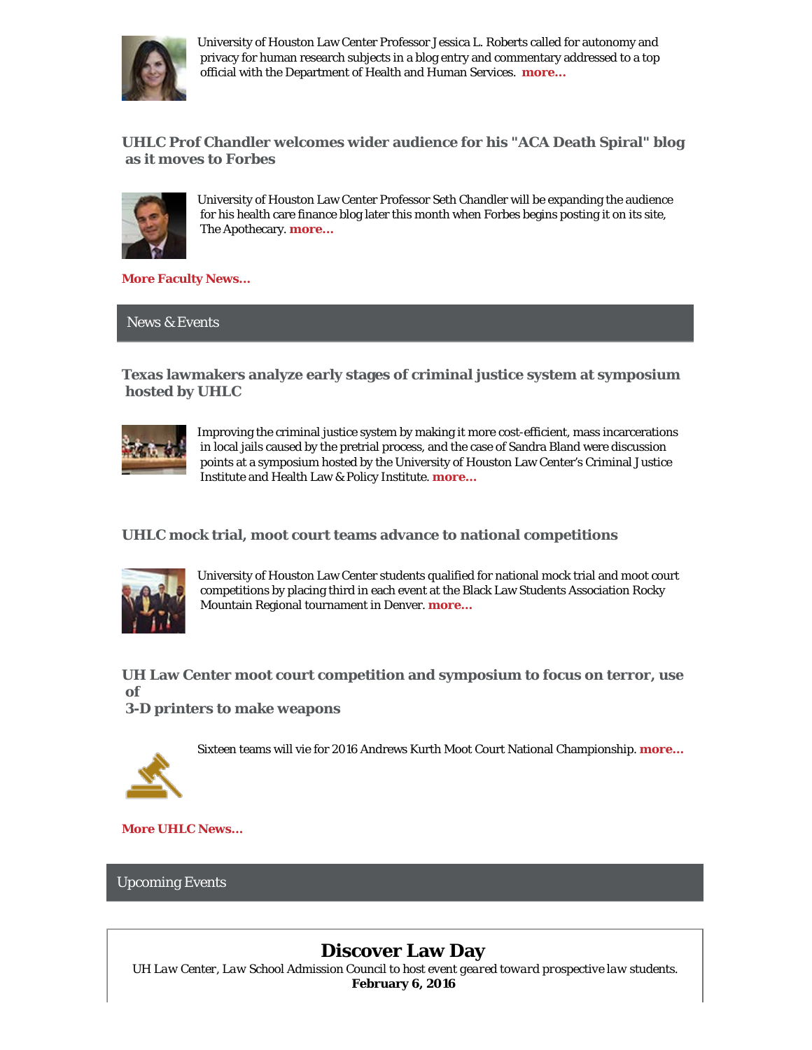University of Houston Law Center Professor Jessica L. Roberts called for autonomy and privacy for human research subjects in a blog entry and commentary addressed to a top official with the Department of Health and Human Services. **more...**

### UHLC Prof Chandler welcomes wider audience for his "ACA Death Spiral" blog as it moves to Forbes

University of Houston Law Center Professor Seth Chandler will be expanding the audience for his health care finance blog later this month when Forbes begins posting it on its site, The Apothecary. **more...**

**More Faculty News...**

## News & Events

### Texas lawmakers analyze early stages of criminal justice system at symposium hosted by UHLC

Improving the criminal justice system by making it more cost-efficient, mass incarcerations in local jails caused by the pretrial process, and the case of Sandra Bland were discussion points at a symposium hosted by the University of Houston Law Center's Criminal Justice Institute and Health Law & Policy Institute. **more...**

### UHLC mock trial, moot court teams advance to national competitions

University of Houston Law Center students qualified for national mock trial and moot court competitions by placing third in each event at the Black Law Students Association Rocky Mountain Regional tournament in Denver. **more...**

### UH Law Center moot court competition and symposium to focus on terror, use of 3-D printers to make weapons

Sixteen teams will vie for 2016 Andrews Kurth Moot Court National Championship. **more...**

**More UHLC News...**

## Upcoming Events

### Discover Law Day

UH Law Center, Law School Admission Council to host event *geared toward prospective law students.*

**February 6, 2016**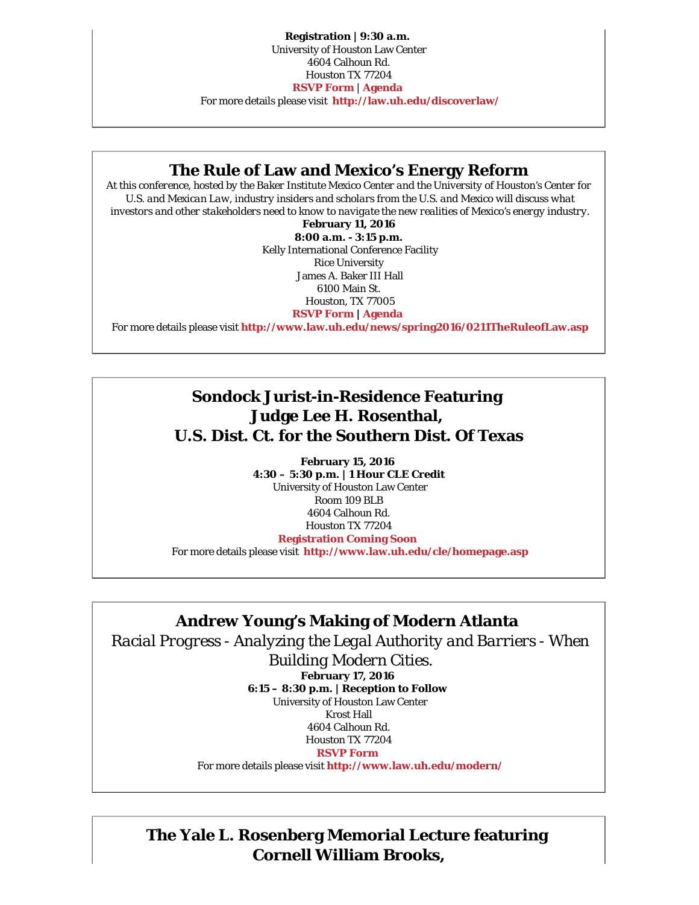**Registration | 9:30 a.m.**
University of Houston Law Center
4604 Calhoun Rd.
Houston TX 77204
**RSVP Form** | **Agenda**
For more details please visit **http://law.uh.edu/discoverlaw/**

## The Rule of Law and Mexico's Energy Reform

*At this conference, hosted by the Baker Institute Mexico Center and the University of Houston's Center for U.S. and Mexican Law, industry insiders and scholars from the U.S. and Mexico will discuss what investors and other stakeholders need to know to navigate the new realities of Mexico's energy industry.*

**February 11, 2016**
**8:00 a.m. - 3:15 p.m.**
Kelly International Conference Facility
Rice University
James A. Baker III Hall
6100 Main St.
Houston, TX 77005
**RSVP Form** | **Agenda**
For more details please visit **http://www.law.uh.edu/news/spring2016/0211TheRuleofLaw.asp**

## Sondock Jurist-in-Residence Featuring Judge Lee H. Rosenthal, U.S. Dist. Ct. for the Southern Dist. Of Texas

**February 15, 2016**
**4:30 – 5:30 p.m. | 1 Hour CLE Credit**
University of Houston Law Center
Room 109 BLB
4604 Calhoun Rd.
Houston TX 77204
**Registration Coming Soon**
For more details please visit **http://www.law.uh.edu/cle/homepage.asp**

## Andrew Young's Making of Modern Atlanta

*Racial Progress - Analyzing the Legal Authority and Barriers - When Building Modern Cities.*

**February 17, 2016**
**6:15 – 8:30 p.m. | Reception to Follow**
University of Houston Law Center
Krost Hall
4604 Calhoun Rd.
Houston TX 77204
**RSVP Form**
For more details please visit **http://www.law.uh.edu/modern/**

## The Yale L. Rosenberg Memorial Lecture featuring Cornell William Brooks,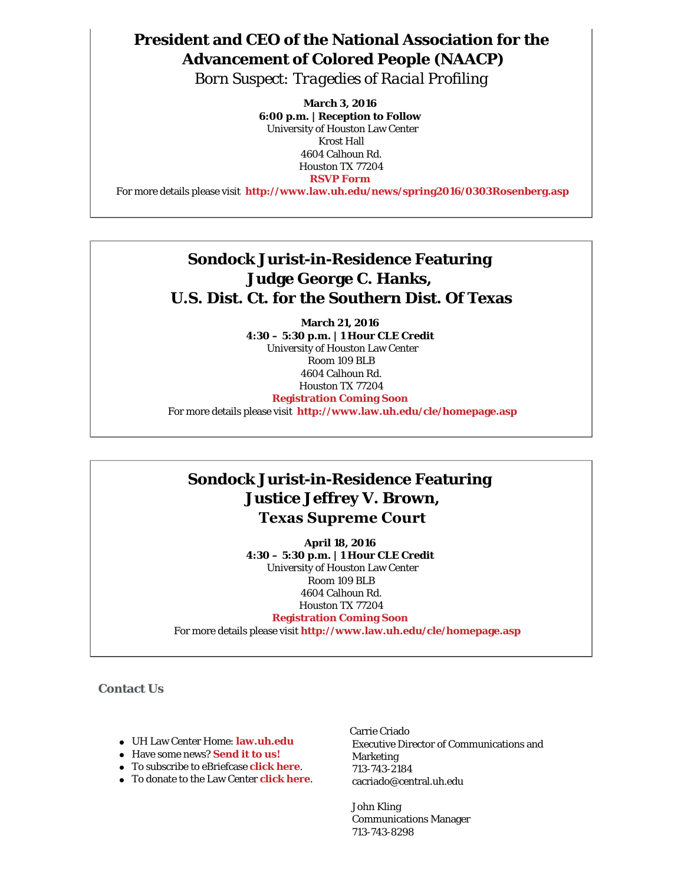## President and CEO of the National Association for the Advancement of Colored People (NAACP)

*Born Suspect: Tragedies of Racial Profiling*

**March 3, 2016**
**6:00 p.m. | Reception to Follow**
University of Houston Law Center
Krost Hall
4604 Calhoun Rd.
Houston TX 77204
**RSVP Form**
For more details please visit **http://www.law.uh.edu/news/spring2016/0303Rosenberg.asp**

## Sondock Jurist-in-Residence Featuring Judge George C. Hanks, U.S. Dist. Ct. for the Southern Dist. Of Texas

**March 21, 2016**
**4:30 – 5:30 p.m. | 1 Hour CLE Credit**
University of Houston Law Center
Room 109 BLB
4604 Calhoun Rd.
Houston TX 77204
**Registration Coming Soon**
For more details please visit **http://www.law.uh.edu/cle/homepage.asp**

## Sondock Jurist-in-Residence Featuring Justice Jeffrey V. Brown, Texas Supreme Court

**April 18, 2016**
**4:30 – 5:30 p.m. | 1 Hour CLE Credit**
University of Houston Law Center
Room 109 BLB
4604 Calhoun Rd.
Houston TX 77204
**Registration Coming Soon**
For more details please visit **http://www.law.uh.edu/cle/homepage.asp**

### Contact Us

- UH Law Center Home: **law.uh.edu**
- Have some news? **Send it to us!**
- To subscribe to eBriefcase **click here**.
- To donate to the Law Center **click here**.

Carrie Criado
Executive Director of Communications and Marketing
713-743-2184
cacriado@central.uh.edu

John Kling
Communications Manager
713-743-8298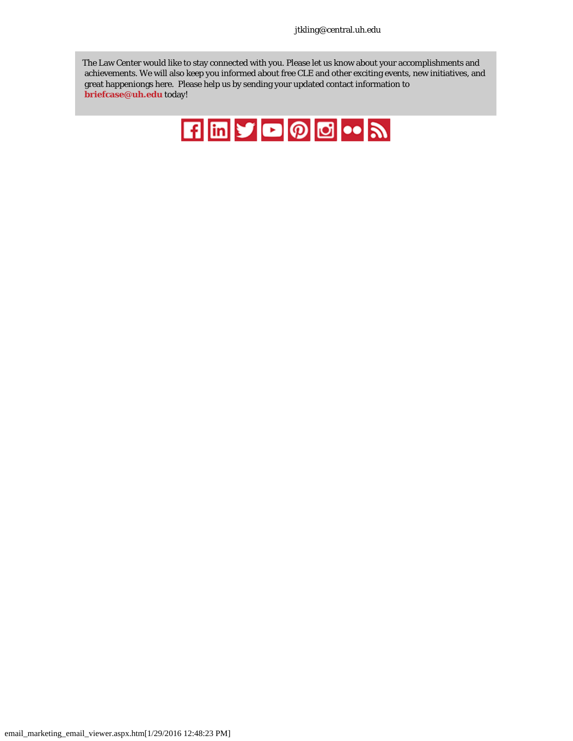jtkling@central.uh.edu

The Law Center would like to stay connected with you. Please let us know about your accomplishments and achievements. We will also keep you informed about free CLE and other exciting events, new initiatives, and great happeniongs here. Please help us by sending your updated contact information to **briefcase@uh.edu** today!